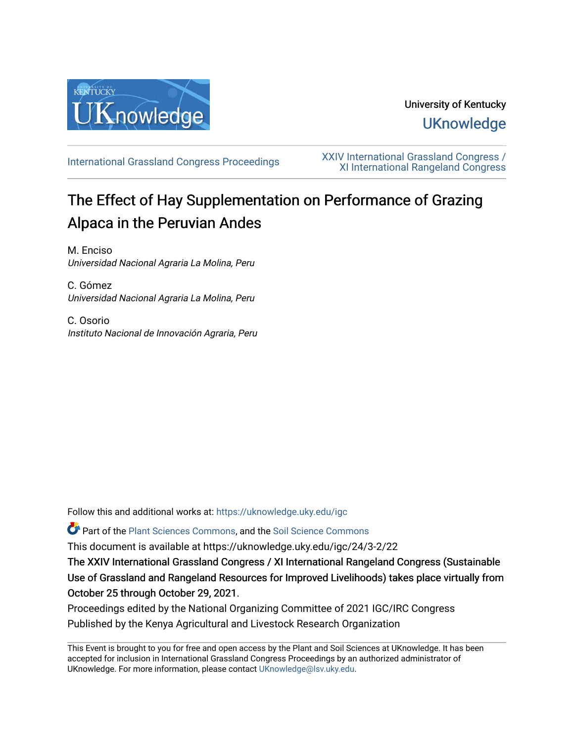University of Kentucky

UKnowledge

International Grassland Congress Proceedings

XXIV International Grassland Congress / XI International Rangeland Congress

# The Effect of Hay Supplementation on Performance of Grazing Alpaca in the Peruvian Andes

M. Enciso
*Universidad Nacional Agraria La Molina, Peru*

C. Gómez
*Universidad Nacional Agraria La Molina, Peru*

C. Osorio
*Instituto Nacional de Innovación Agraria, Peru*

Follow this and additional works at: https://uknowledge.uky.edu/igc

Part of the Plant Sciences Commons, and the Soil Science Commons

This document is available at https://uknowledge.uky.edu/igc/24/3-2/22

**The XXIV International Grassland Congress / XI International Rangeland Congress (Sustainable Use of Grassland and Rangeland Resources for Improved Livelihoods) takes place virtually from October 25 through October 29, 2021.**

Proceedings edited by the National Organizing Committee of 2021 IGC/IRC Congress

Published by the Kenya Agricultural and Livestock Research Organization

This Event is brought to you for free and open access by the Plant and Soil Sciences at UKnowledge. It has been accepted for inclusion in International Grassland Congress Proceedings by an authorized administrator of UKnowledge. For more information, please contact UKnowledge@lsv.uky.edu.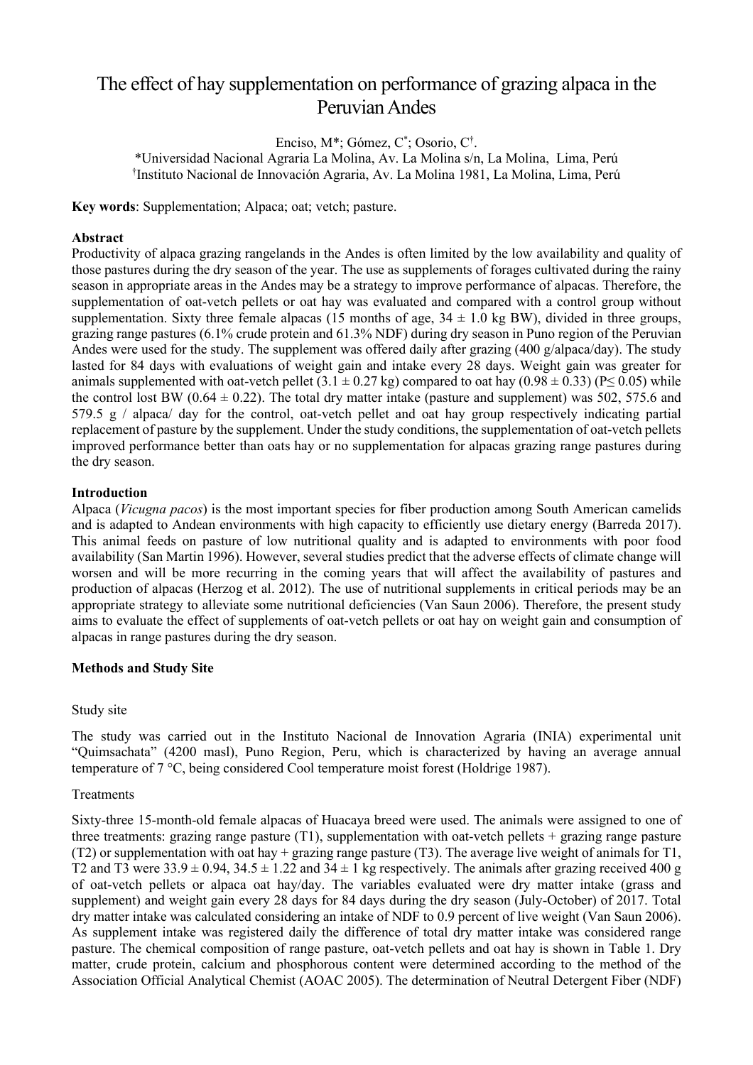# The effect of hay supplementation on performance of grazing alpaca in the Peruvian Andes

Enciso, M*; Gómez, C*; Osorio, C†.

*Universidad Nacional Agraria La Molina, Av. La Molina s/n, La Molina, Lima, Perú

†Instituto Nacional de Innovación Agraria, Av. La Molina 1981, La Molina, Lima, Perú

**Key words**: Supplementation; Alpaca; oat; vetch; pasture.

**Abstract**

Productivity of alpaca grazing rangelands in the Andes is often limited by the low availability and quality of those pastures during the dry season of the year. The use as supplements of forages cultivated during the rainy season in appropriate areas in the Andes may be a strategy to improve performance of alpacas. Therefore, the supplementation of oat-vetch pellets or oat hay was evaluated and compared with a control group without supplementation. Sixty three female alpacas (15 months of age, 34 ± 1.0 kg BW), divided in three groups, grazing range pastures (6.1% crude protein and 61.3% NDF) during dry season in Puno region of the Peruvian Andes were used for the study. The supplement was offered daily after grazing (400 g/alpaca/day). The study lasted for 84 days with evaluations of weight gain and intake every 28 days. Weight gain was greater for animals supplemented with oat-vetch pellet (3.1 ± 0.27 kg) compared to oat hay (0.98 ± 0.33) (P≤ 0.05) while the control lost BW (0.64 ± 0.22). The total dry matter intake (pasture and supplement) was 502, 575.6 and 579.5 g / alpaca/ day for the control, oat-vetch pellet and oat hay group respectively indicating partial replacement of pasture by the supplement. Under the study conditions, the supplementation of oat-vetch pellets improved performance better than oats hay or no supplementation for alpacas grazing range pastures during the dry season.

**Introduction**

Alpaca (*Vicugna pacos*) is the most important species for fiber production among South American camelids and is adapted to Andean environments with high capacity to efficiently use dietary energy (Barreda 2017). This animal feeds on pasture of low nutritional quality and is adapted to environments with poor food availability (San Martin 1996). However, several studies predict that the adverse effects of climate change will worsen and will be more recurring in the coming years that will affect the availability of pastures and production of alpacas (Herzog et al. 2012). The use of nutritional supplements in critical periods may be an appropriate strategy to alleviate some nutritional deficiencies (Van Saun 2006). Therefore, the present study aims to evaluate the effect of supplements of oat-vetch pellets or oat hay on weight gain and consumption of alpacas in range pastures during the dry season.

**Methods and Study Site**

Study site

The study was carried out in the Instituto Nacional de Innovation Agraria (INIA) experimental unit "Quimsachata" (4200 masl), Puno Region, Peru, which is characterized by having an average annual temperature of 7 °C, being considered Cool temperature moist forest (Holdrige 1987).

Treatments

Sixty-three 15-month-old female alpacas of Huacaya breed were used. The animals were assigned to one of three treatments: grazing range pasture (T1), supplementation with oat-vetch pellets + grazing range pasture (T2) or supplementation with oat hay + grazing range pasture (T3). The average live weight of animals for T1, T2 and T3 were 33.9 ± 0.94, 34.5 ± 1.22 and 34 ± 1 kg respectively. The animals after grazing received 400 g of oat-vetch pellets or alpaca oat hay/day. The variables evaluated were dry matter intake (grass and supplement) and weight gain every 28 days for 84 days during the dry season (July-October) of 2017. Total dry matter intake was calculated considering an intake of NDF to 0.9 percent of live weight (Van Saun 2006). As supplement intake was registered daily the difference of total dry matter intake was considered range pasture. The chemical composition of range pasture, oat-vetch pellets and oat hay is shown in Table 1. Dry matter, crude protein, calcium and phosphorous content were determined according to the method of the Association Official Analytical Chemist (AOAC 2005). The determination of Neutral Detergent Fiber (NDF)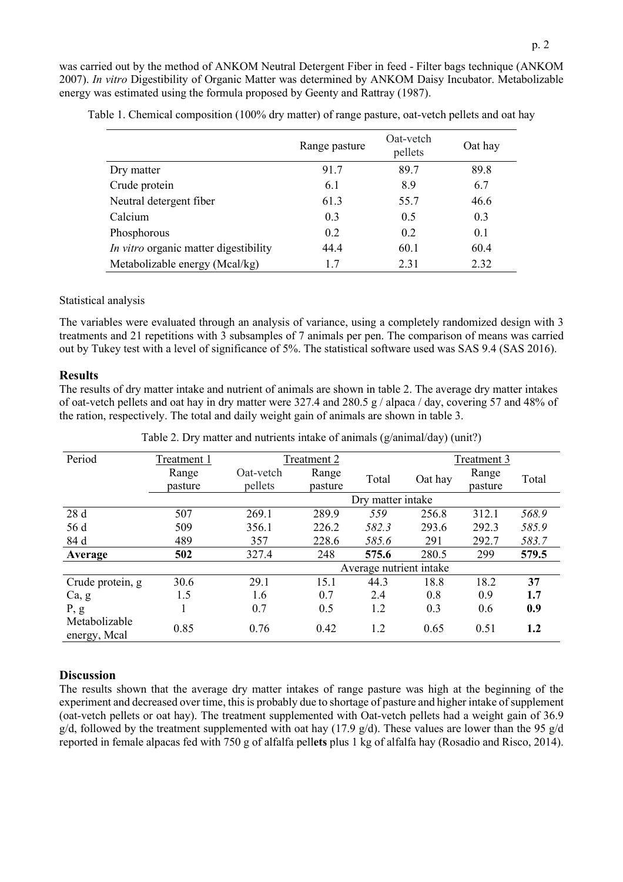was carried out by the method of ANKOM Neutral Detergent Fiber in feed - Filter bags technique (ANKOM 2007). *In vitro* Digestibility of Organic Matter was determined by ANKOM Daisy Incubator. Metabolizable energy was estimated using the formula proposed by Geenty and Rattray (1987).

Table 1. Chemical composition (100% dry matter) of range pasture, oat-vetch pellets and oat hay

| | Range pasture | Oat-vetch pellets | Oat hay |
|---|---|---|---|
| Dry matter | 91.7 | 89.7 | 89.8 |
| Crude protein | 6.1 | 8.9 | 6.7 |
| Neutral detergent fiber | 61.3 | 55.7 | 46.6 |
| Calcium | 0.3 | 0.5 | 0.3 |
| Phosphorous | 0.2 | 0.2 | 0.1 |
| *In vitro* organic matter digestibility | 44.4 | 60.1 | 60.4 |
| Metabolizable energy (Mcal/kg) | 1.7 | 2.31 | 2.32 |

Statistical analysis

The variables were evaluated through an analysis of variance, using a completely randomized design with 3 treatments and 21 repetitions with 3 subsamples of 7 animals per pen. The comparison of means was carried out by Tukey test with a level of significance of 5%. The statistical software used was SAS 9.4 (SAS 2016).

## Results

The results of dry matter intake and nutrient of animals are shown in table 2. The average dry matter intakes of oat-vetch pellets and oat hay in dry matter were 327.4 and 280.5 g / alpaca / day, covering 57 and 48% of the ration, respectively. The total and daily weight gain of animals are shown in table 3.

Table 2. Dry matter and nutrients intake of animals (g/animal/day) (unit?)

| Period | Treatment 1 | Treatment 2 | | | Treatment 3 | | |
|---|---|---|---|---|---|---|---|
| | Range pasture | Oat-vetch pellets | Range pasture | Total | Oat hay | Range pasture | Total |
| | | | | Dry matter intake | | | |
| 28 d | 507 | 269.1 | 289.9 | *559* | 256.8 | 312.1 | *568.9* |
| 56 d | 509 | 356.1 | 226.2 | *582.3* | 293.6 | 292.3 | *585.9* |
| 84 d | 489 | 357 | 228.6 | *585.6* | 291 | 292.7 | *583.7* |
| **Average** | **502** | 327.4 | 248 | **575.6** | 280.5 | 299 | **579.5** |
| | | | | Average nutrient intake | | | |
| Crude protein, g | 30.6 | 29.1 | 15.1 | 44.3 | 18.8 | 18.2 | **37** |
| Ca, g | 1.5 | 1.6 | 0.7 | 2.4 | 0.8 | 0.9 | **1.7** |
| P, g | 1 | 0.7 | 0.5 | 1.2 | 0.3 | 0.6 | **0.9** |
| Metabolizable energy, Mcal | 0.85 | 0.76 | 0.42 | 1.2 | 0.65 | 0.51 | **1.2** |

## Discussion

The results shown that the average dry matter intakes of range pasture was high at the beginning of the experiment and decreased over time, this is probably due to shortage of pasture and higher intake of supplement (oat-vetch pellets or oat hay). The treatment supplemented with Oat-vetch pellets had a weight gain of 36.9 g/d, followed by the treatment supplemented with oat hay (17.9 g/d). These values are lower than the 95 g/d reported in female alpacas fed with 750 g of alfalfa pell**ets** plus 1 kg of alfalfa hay (Rosadio and Risco, 2014).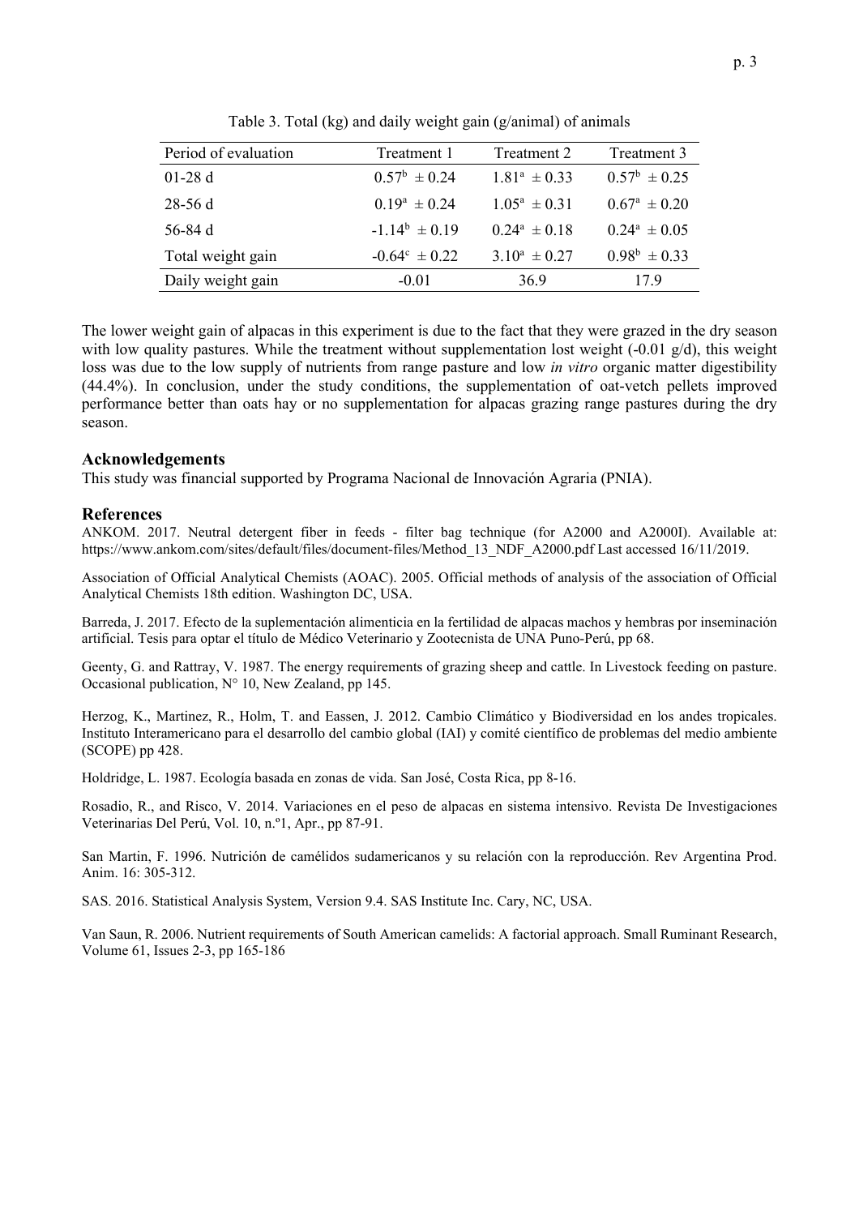Table 3. Total (kg) and daily weight gain (g/animal) of animals

| Period of evaluation | Treatment 1 | Treatment 2 | Treatment 3 |
| --- | --- | --- | --- |
| 01-28 d | $0.57^{b} \pm 0.24$ | $1.81^{a} \pm 0.33$ | $0.57^{b} \pm 0.25$ |
| 28-56 d | $0.19^{a} \pm 0.24$ | $1.05^{a} \pm 0.31$ | $0.67^{a} \pm 0.20$ |
| 56-84 d | $-1.14^{b} \pm 0.19$ | $0.24^{a} \pm 0.18$ | $0.24^{a} \pm 0.05$ |
| Total weight gain | $-0.64^{c} \pm 0.22$ | $3.10^{a} \pm 0.27$ | $0.98^{b} \pm 0.33$ |
| Daily weight gain | -0.01 | 36.9 | 17.9 |

The lower weight gain of alpacas in this experiment is due to the fact that they were grazed in the dry season with low quality pastures. While the treatment without supplementation lost weight (-0.01 g/d), this weight loss was due to the low supply of nutrients from range pasture and low *in vitro* organic matter digestibility (44.4%). In conclusion, under the study conditions, the supplementation of oat-vetch pellets improved performance better than oats hay or no supplementation for alpacas grazing range pastures during the dry season.

## Acknowledgements

This study was financial supported by Programa Nacional de Innovación Agraria (PNIA).

## References

ANKOM. 2017. Neutral detergent fiber in feeds - filter bag technique (for A2000 and A2000I). Available at: https://www.ankom.com/sites/default/files/document-files/Method_13_NDF_A2000.pdf Last accessed 16/11/2019.

Association of Official Analytical Chemists (AOAC). 2005. Official methods of analysis of the association of Official Analytical Chemists 18th edition. Washington DC, USA.

Barreda, J. 2017. Efecto de la suplementación alimenticia en la fertilidad de alpacas machos y hembras por inseminación artificial. Tesis para optar el título de Médico Veterinario y Zootecnista de UNA Puno-Perú, pp 68.

Geenty, G. and Rattray, V. 1987. The energy requirements of grazing sheep and cattle. In Livestock feeding on pasture. Occasional publication, N° 10, New Zealand, pp 145.

Herzog, K., Martinez, R., Holm, T. and Eassen, J. 2012. Cambio Climático y Biodiversidad en los andes tropicales. Instituto Interamericano para el desarrollo del cambio global (IAI) y comité científico de problemas del medio ambiente (SCOPE) pp 428.

Holdridge, L. 1987. Ecología basada en zonas de vida. San José, Costa Rica, pp 8-16.

Rosadio, R., and Risco, V. 2014. Variaciones en el peso de alpacas en sistema intensivo. Revista De Investigaciones Veterinarias Del Perú, Vol. 10, n.º1, Apr., pp 87-91.

San Martin, F. 1996. Nutrición de camélidos sudamericanos y su relación con la reproducción. Rev Argentina Prod. Anim. 16: 305-312.

SAS. 2016. Statistical Analysis System, Version 9.4. SAS Institute Inc. Cary, NC, USA.

Van Saun, R. 2006. Nutrient requirements of South American camelids: A factorial approach. Small Ruminant Research, Volume 61, Issues 2-3, pp 165-186